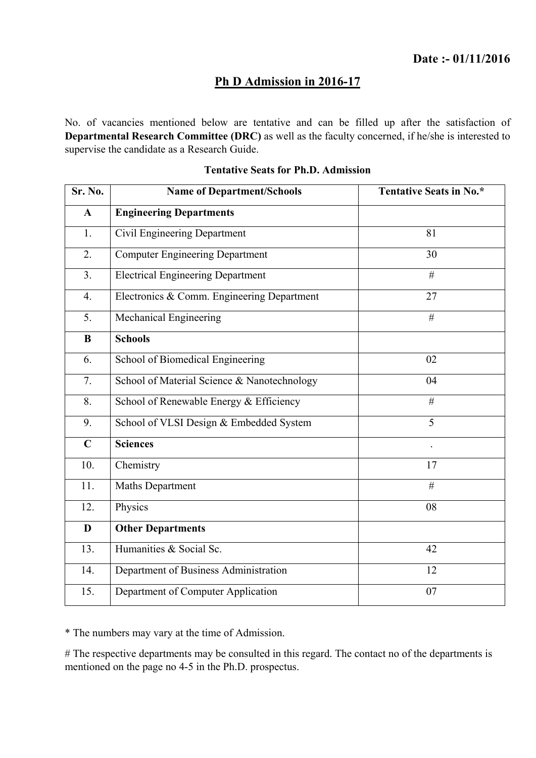**Date :- 01/11/2016**

## Ph D Admission in 2016-17

No. of vacancies mentioned below are tentative and can be filled up after the satisfaction of **Departmental Research Committee (DRC)** as well as the faculty concerned, if he/she is interested to supervise the candidate as a Research Guide.

**Tentative Seats for Ph.D. Admission**

| Sr. No. | Name of Department/Schools | Tentative Seats in No.* |
|---|---|---|
| **A** | **Engineering Departments** | |
| 1. | Civil Engineering Department | 81 |
| 2. | Computer Engineering Department | 30 |
| 3. | Electrical Engineering Department | # |
| 4. | Electronics & Comm. Engineering Department | 27 |
| 5. | Mechanical Engineering | # |
| **B** | **Schools** | |
| 6. | School of Biomedical Engineering | 02 |
| 7. | School of Material Science & Nanotechnology | 04 |
| 8. | School of Renewable Energy & Efficiency | # |
| 9. | School of VLSI Design & Embedded System | 5 |
| **C** | **Sciences** | . |
| 10. | Chemistry | 17 |
| 11. | Maths Department | # |
| 12. | Physics | 08 |
| **D** | **Other Departments** | |
| 13. | Humanities & Social Sc. | 42 |
| 14. | Department of Business Administration | 12 |
| 15. | Department of Computer Application | 07 |

* The numbers may vary at the time of Admission.

# The respective departments may be consulted in this regard. The contact no of the departments is mentioned on the page no 4-5 in the Ph.D. prospectus.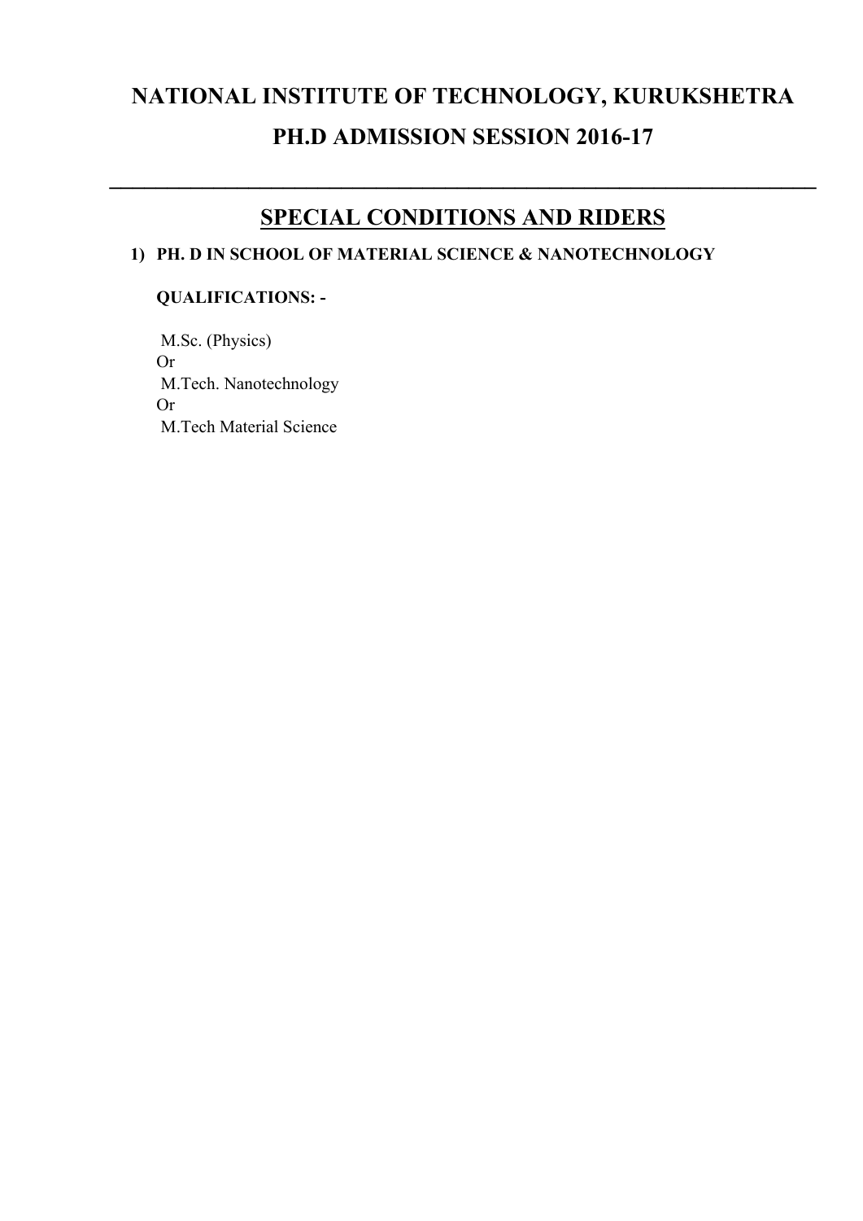# NATIONAL INSTITUTE OF TECHNOLOGY, KURUKSHETRA

# PH.D ADMISSION SESSION 2016-17

---

## SPECIAL CONDITIONS AND RIDERS

**1) PH. D IN SCHOOL OF MATERIAL SCIENCE & NANOTECHNOLOGY**

**QUALIFICATIONS: -**

M.Sc. (Physics)
Or
M.Tech. Nanotechnology
Or
M.Tech Material Science